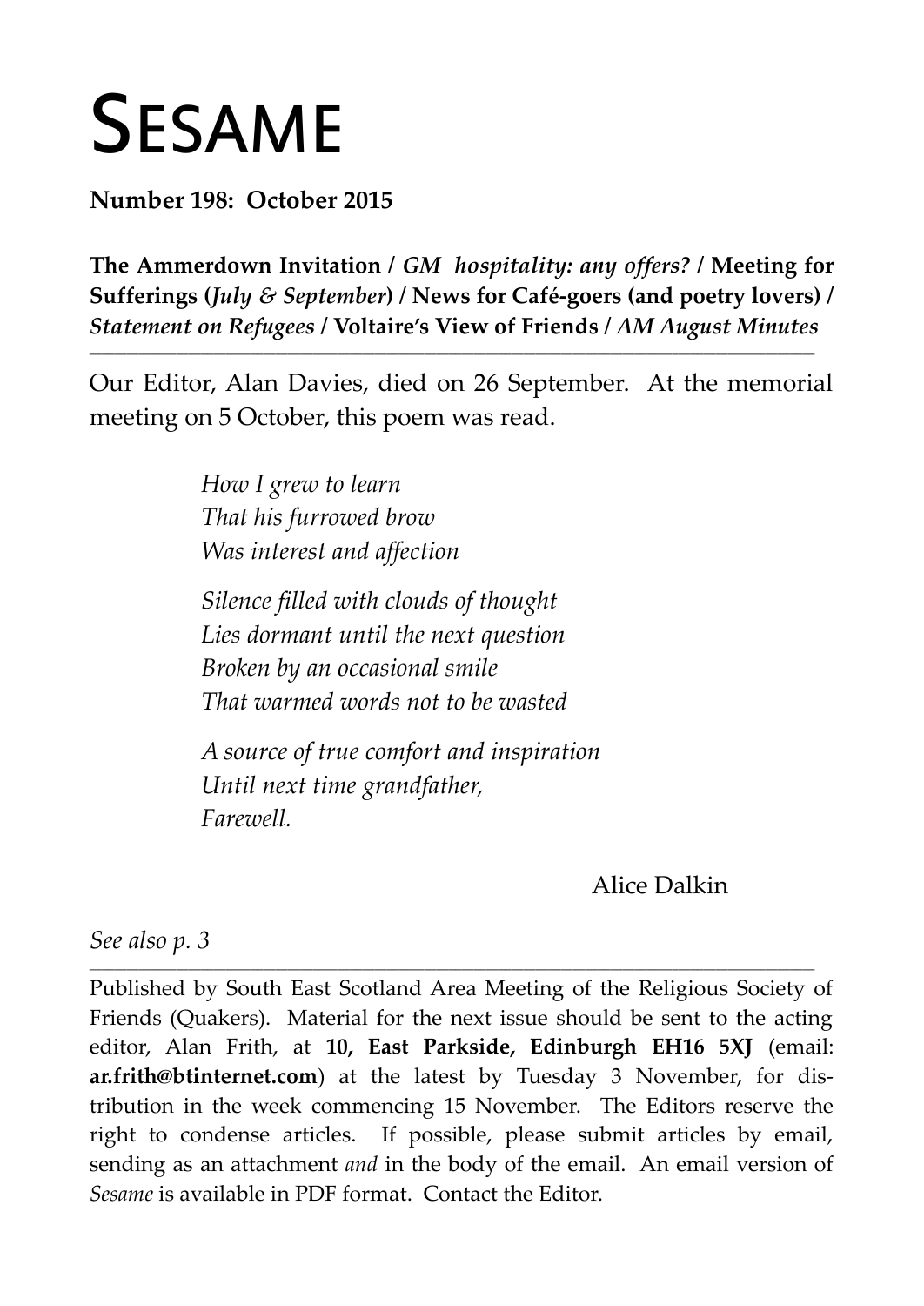# Sesame

**Number 198: October 2015**

**The Ammerdown Invitation / *GM hospitality: any offers?* / Meeting for Sufferings (*July & September*) / News for Café-goers (and poetry lovers) / *Statement on Refugees* / Voltaire's View of Friends / *AM August Minutes***

---

Our Editor, Alan Davies, died on 26 September. At the memorial meeting on 5 October, this poem was read.

*How I grew to learn*
*That his furrowed brow*
*Was interest and affection*

*Silence filled with clouds of thought*
*Lies dormant until the next question*
*Broken by an occasional smile*
*That warmed words not to be wasted*

*A source of true comfort and inspiration*
*Until next time grandfather,*
*Farewell.*

Alice Dalkin

*See also p. 3*

---

Published by South East Scotland Area Meeting of the Religious Society of Friends (Quakers). Material for the next issue should be sent to the acting editor, Alan Frith, at **10, East Parkside, Edinburgh EH16 5XJ** (email: **ar.frith@btinternet.com**) at the latest by Tuesday 3 November, for distribution in the week commencing 15 November. The Editors reserve the right to condense articles. If possible, please submit articles by email, sending as an attachment *and* in the body of the email. An email version of *Sesame* is available in PDF format. Contact the Editor.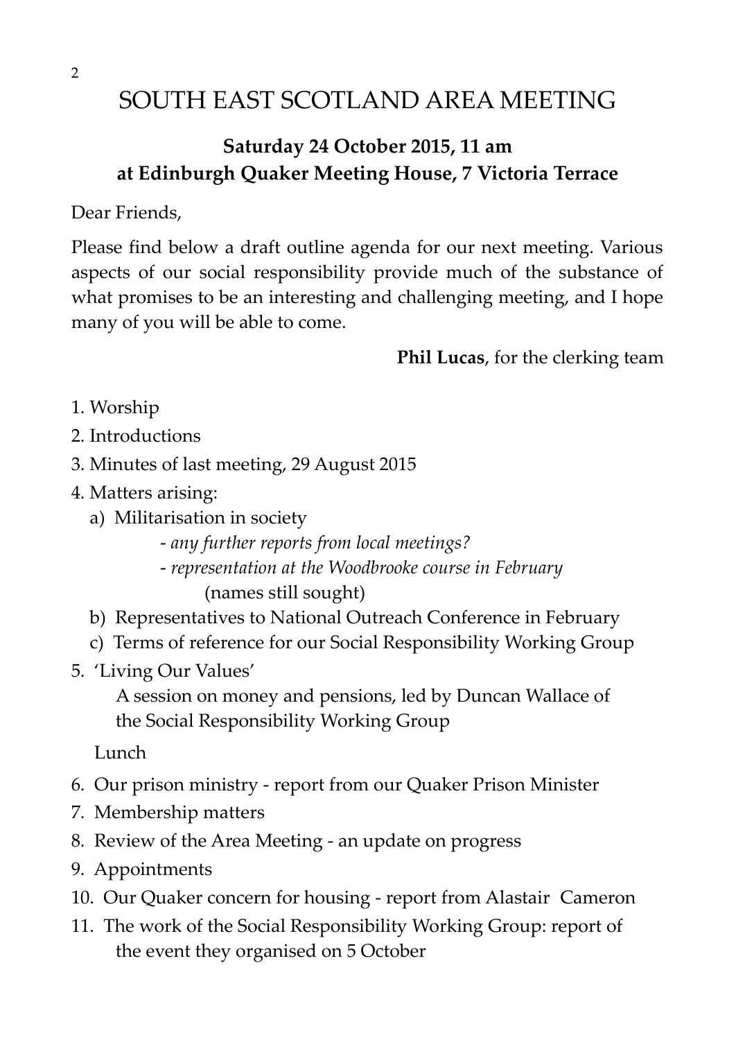# SOUTH EAST SCOTLAND AREA MEETING

**Saturday 24 October 2015, 11 am**
**at Edinburgh Quaker Meeting House, 7 Victoria Terrace**

Dear Friends,

Please find below a draft outline agenda for our next meeting. Various aspects of our social responsibility provide much of the substance of what promises to be an interesting and challenging meeting, and I hope many of you will be able to come.

**Phil Lucas**, for the clerking team

1. Worship
2. Introductions
3. Minutes of last meeting, 29 August 2015
4. Matters arising:
   a) Militarisation in society
      - *any further reports from local meetings?*
      - *representation at the Woodbrooke course in February* (names still sought)
   b) Representatives to National Outreach Conference in February
   c) Terms of reference for our Social Responsibility Working Group
5. 'Living Our Values'
   A session on money and pensions, led by Duncan Wallace of the Social Responsibility Working Group

   Lunch

6. Our prison ministry - report from our Quaker Prison Minister
7. Membership matters
8. Review of the Area Meeting - an update on progress
9. Appointments
10. Our Quaker concern for housing - report from Alastair Cameron
11. The work of the Social Responsibility Working Group: report of the event they organised on 5 October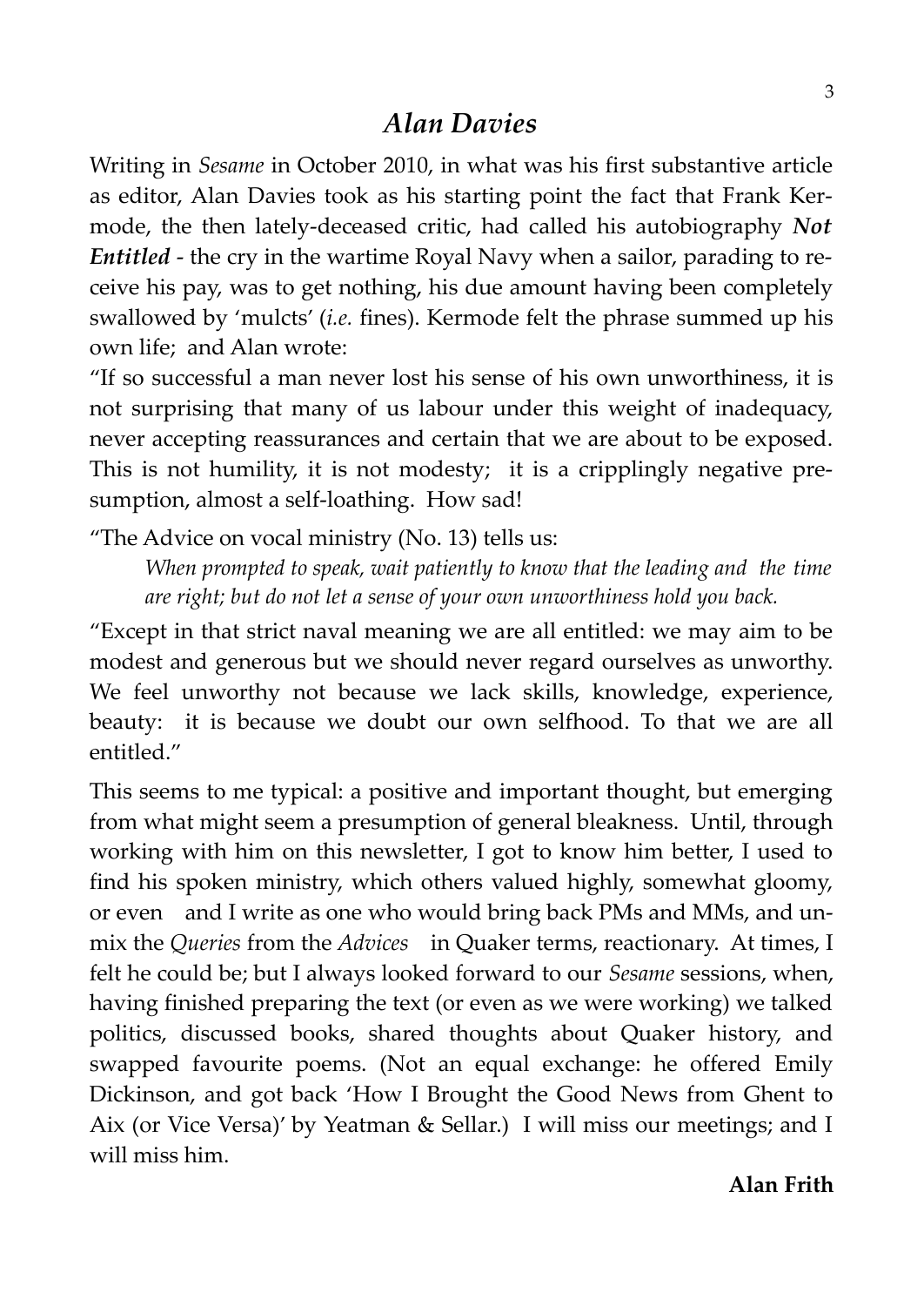## *Alan Davies*

Writing in *Sesame* in October 2010, in what was his first substantive article as editor, Alan Davies took as his starting point the fact that Frank Kermode, the then lately-deceased critic, had called his autobiography ***Not Entitled*** - the cry in the wartime Royal Navy when a sailor, parading to receive his pay, was to get nothing, his due amount having been completely swallowed by 'mulcts' (*i.e.* fines). Kermode felt the phrase summed up his own life; and Alan wrote:

"If so successful a man never lost his sense of his own unworthiness, it is not surprising that many of us labour under this weight of inadequacy, never accepting reassurances and certain that we are about to be exposed. This is not humility, it is not modesty; it is a cripplingly negative presumption, almost a self-loathing. How sad!

"The Advice on vocal ministry (No. 13) tells us:

> *When prompted to speak, wait patiently to know that the leading and the time are right; but do not let a sense of your own unworthiness hold you back.*

"Except in that strict naval meaning we are all entitled: we may aim to be modest and generous but we should never regard ourselves as unworthy. We feel unworthy not because we lack skills, knowledge, experience, beauty: it is because we doubt our own selfhood. To that we are all entitled."

This seems to me typical: a positive and important thought, but emerging from what might seem a presumption of general bleakness. Until, through working with him on this newsletter, I got to know him better, I used to find his spoken ministry, which others valued highly, somewhat gloomy, or even and I write as one who would bring back PMs and MMs, and unmix the *Queries* from the *Advices* in Quaker terms, reactionary. At times, I felt he could be; but I always looked forward to our *Sesame* sessions, when, having finished preparing the text (or even as we were working) we talked politics, discussed books, shared thoughts about Quaker history, and swapped favourite poems. (Not an equal exchange: he offered Emily Dickinson, and got back 'How I Brought the Good News from Ghent to Aix (or Vice Versa)' by Yeatman & Sellar.) I will miss our meetings; and I will miss him.

**Alan Frith**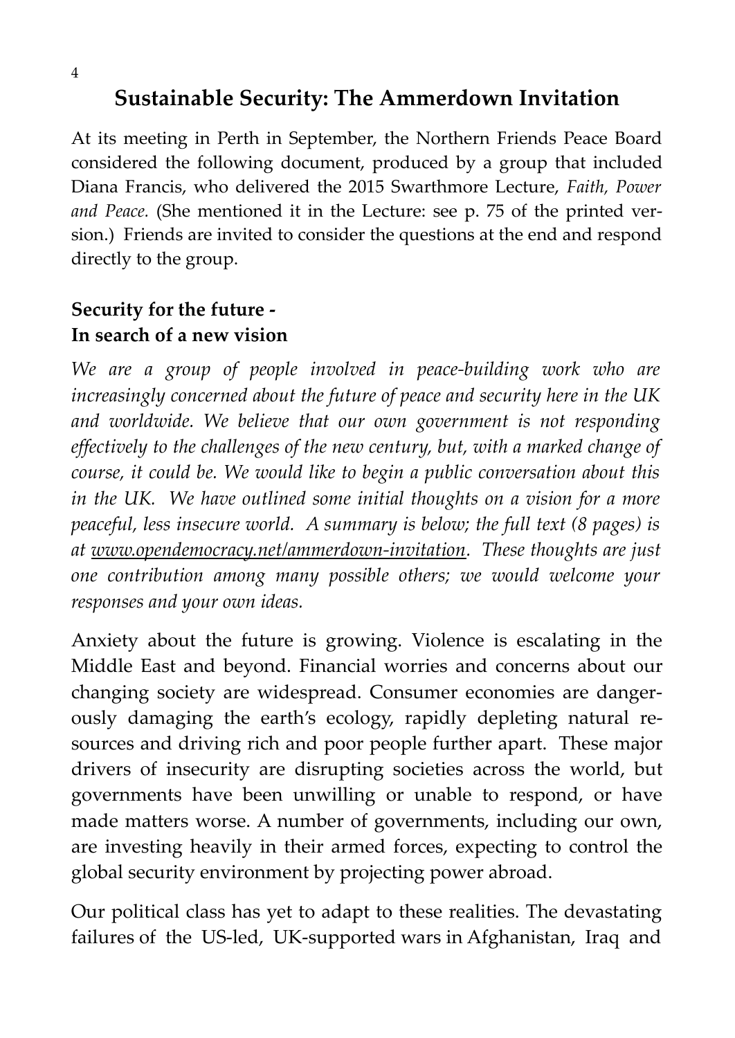## Sustainable Security: The Ammerdown Invitation

At its meeting in Perth in September, the Northern Friends Peace Board considered the following document, produced by a group that included Diana Francis, who delivered the 2015 Swarthmore Lecture, *Faith, Power and Peace.* (She mentioned it in the Lecture: see p. 75 of the printed version.) Friends are invited to consider the questions at the end and respond directly to the group.

### Security for the future - In search of a new vision

*We are a group of people involved in peace-building work who are increasingly concerned about the future of peace and security here in the UK and worldwide. We believe that our own government is not responding effectively to the challenges of the new century, but, with a marked change of course, it could be. We would like to begin a public conversation about this in the UK. We have outlined some initial thoughts on a vision for a more peaceful, less insecure world. A summary is below; the full text (8 pages) is at www.opendemocracy.net/ammerdown-invitation. These thoughts are just one contribution among many possible others; we would welcome your responses and your own ideas.*

Anxiety about the future is growing. Violence is escalating in the Middle East and beyond. Financial worries and concerns about our changing society are widespread. Consumer economies are dangerously damaging the earth's ecology, rapidly depleting natural resources and driving rich and poor people further apart. These major drivers of insecurity are disrupting societies across the world, but governments have been unwilling or unable to respond, or have made matters worse. A number of governments, including our own, are investing heavily in their armed forces, expecting to control the global security environment by projecting power abroad.

Our political class has yet to adapt to these realities. The devastating failures of the US-led, UK-supported wars in Afghanistan, Iraq and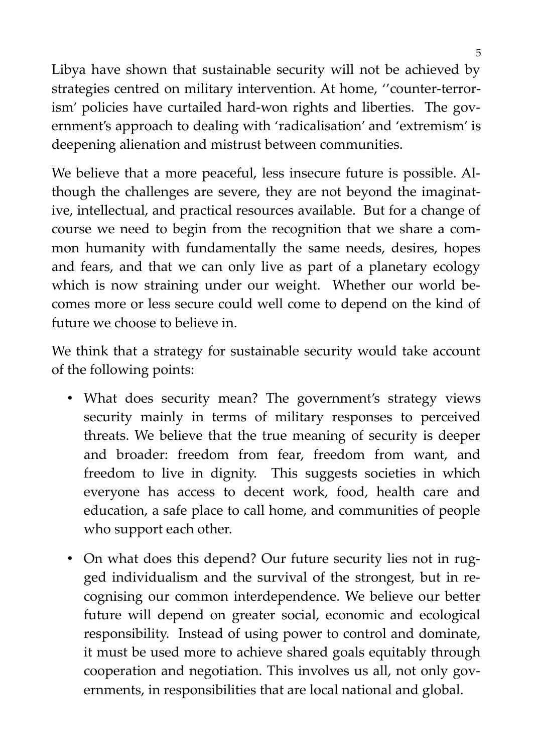Libya have shown that sustainable security will not be achieved by strategies centred on military intervention. At home, ''counter-terrorism' policies have curtailed hard-won rights and liberties. The government's approach to dealing with 'radicalisation' and 'extremism' is deepening alienation and mistrust between communities.

We believe that a more peaceful, less insecure future is possible. Although the challenges are severe, they are not beyond the imaginative, intellectual, and practical resources available. But for a change of course we need to begin from the recognition that we share a common humanity with fundamentally the same needs, desires, hopes and fears, and that we can only live as part of a planetary ecology which is now straining under our weight. Whether our world becomes more or less secure could well come to depend on the kind of future we choose to believe in.

We think that a strategy for sustainable security would take account of the following points:

- What does security mean? The government's strategy views security mainly in terms of military responses to perceived threats. We believe that the true meaning of security is deeper and broader: freedom from fear, freedom from want, and freedom to live in dignity. This suggests societies in which everyone has access to decent work, food, health care and education, a safe place to call home, and communities of people who support each other.
- On what does this depend? Our future security lies not in rugged individualism and the survival of the strongest, but in recognising our common interdependence. We believe our better future will depend on greater social, economic and ecological responsibility. Instead of using power to control and dominate, it must be used more to achieve shared goals equitably through cooperation and negotiation. This involves us all, not only governments, in responsibilities that are local national and global.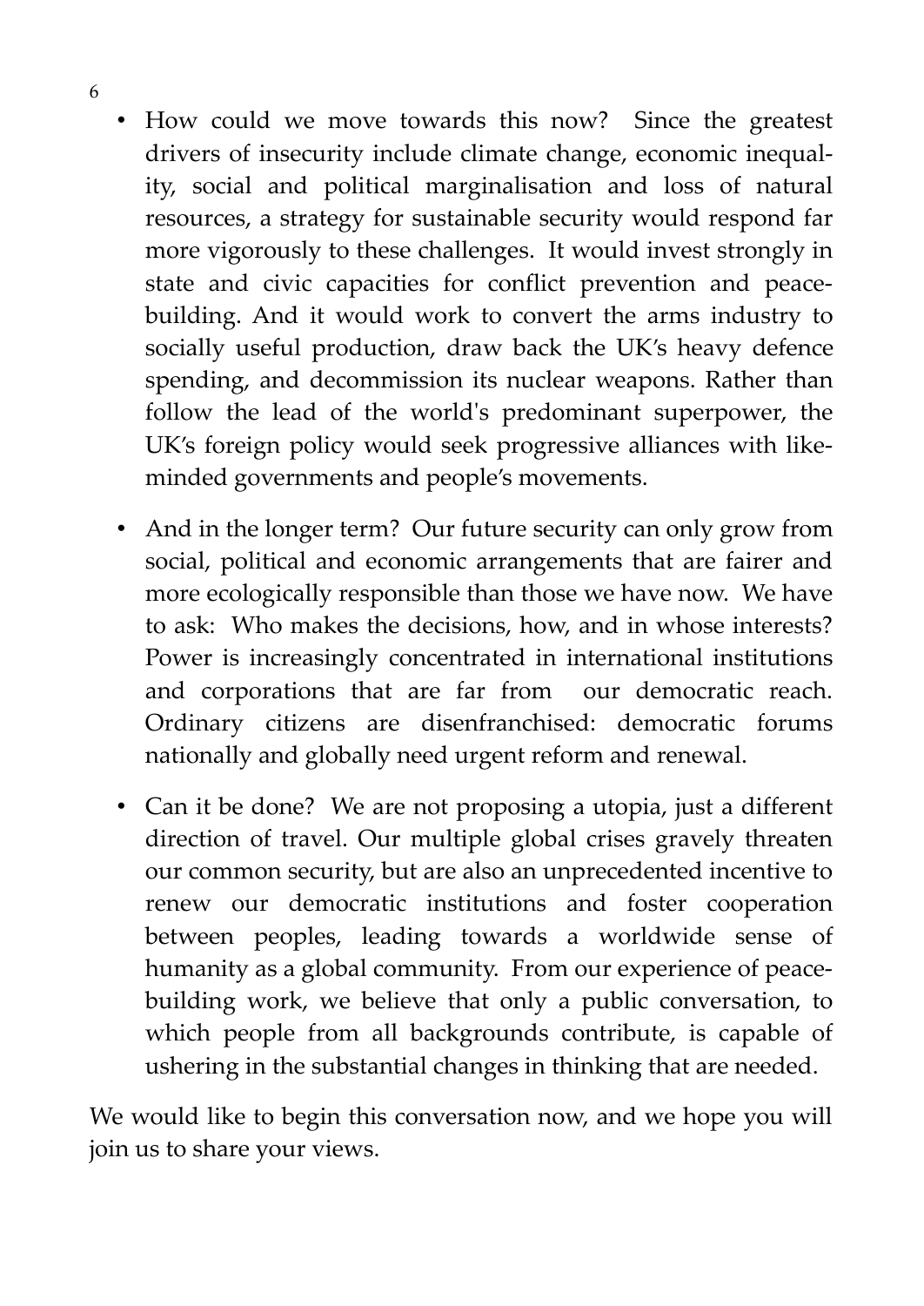- How could we move towards this now? Since the greatest drivers of insecurity include climate change, economic inequality, social and political marginalisation and loss of natural resources, a strategy for sustainable security would respond far more vigorously to these challenges. It would invest strongly in state and civic capacities for conflict prevention and peacebuilding. And it would work to convert the arms industry to socially useful production, draw back the UK's heavy defence spending, and decommission its nuclear weapons. Rather than follow the lead of the world's predominant superpower, the UK's foreign policy would seek progressive alliances with like-minded governments and people's movements.

- And in the longer term? Our future security can only grow from social, political and economic arrangements that are fairer and more ecologically responsible than those we have now. We have to ask: Who makes the decisions, how, and in whose interests? Power is increasingly concentrated in international institutions and corporations that are far from our democratic reach. Ordinary citizens are disenfranchised: democratic forums nationally and globally need urgent reform and renewal.

- Can it be done? We are not proposing a utopia, just a different direction of travel. Our multiple global crises gravely threaten our common security, but are also an unprecedented incentive to renew our democratic institutions and foster cooperation between peoples, leading towards a worldwide sense of humanity as a global community. From our experience of peacebuilding work, we believe that only a public conversation, to which people from all backgrounds contribute, is capable of ushering in the substantial changes in thinking that are needed.

We would like to begin this conversation now, and we hope you will join us to share your views.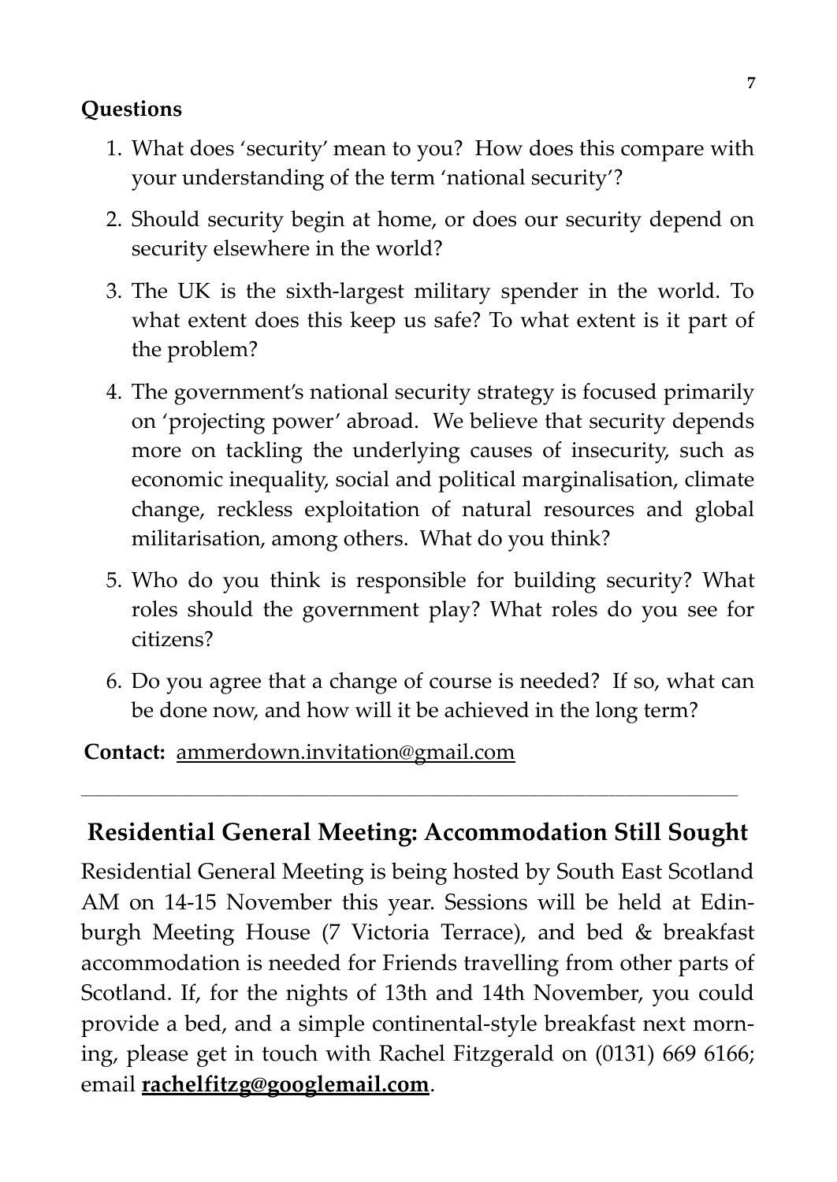**Questions**

1. What does 'security' mean to you? How does this compare with your understanding of the term 'national security'?
2. Should security begin at home, or does our security depend on security elsewhere in the world?
3. The UK is the sixth-largest military spender in the world. To what extent does this keep us safe? To what extent is it part of the problem?
4. The government's national security strategy is focused primarily on 'projecting power' abroad. We believe that security depends more on tackling the underlying causes of insecurity, such as economic inequality, social and political marginalisation, climate change, reckless exploitation of natural resources and global militarisation, among others. What do you think?
5. Who do you think is responsible for building security? What roles should the government play? What roles do you see for citizens?
6. Do you agree that a change of course is needed? If so, what can be done now, and how will it be achieved in the long term?

**Contact:** ammerdown.invitation@gmail.com

---

## Residential General Meeting: Accommodation Still Sought

Residential General Meeting is being hosted by South East Scotland AM on 14-15 November this year. Sessions will be held at Edinburgh Meeting House (7 Victoria Terrace), and bed & breakfast accommodation is needed for Friends travelling from other parts of Scotland. If, for the nights of 13th and 14th November, you could provide a bed, and a simple continental-style breakfast next morning, please get in touch with Rachel Fitzgerald on (0131) 669 6166; email **rachelfitzg@googlemail.com**.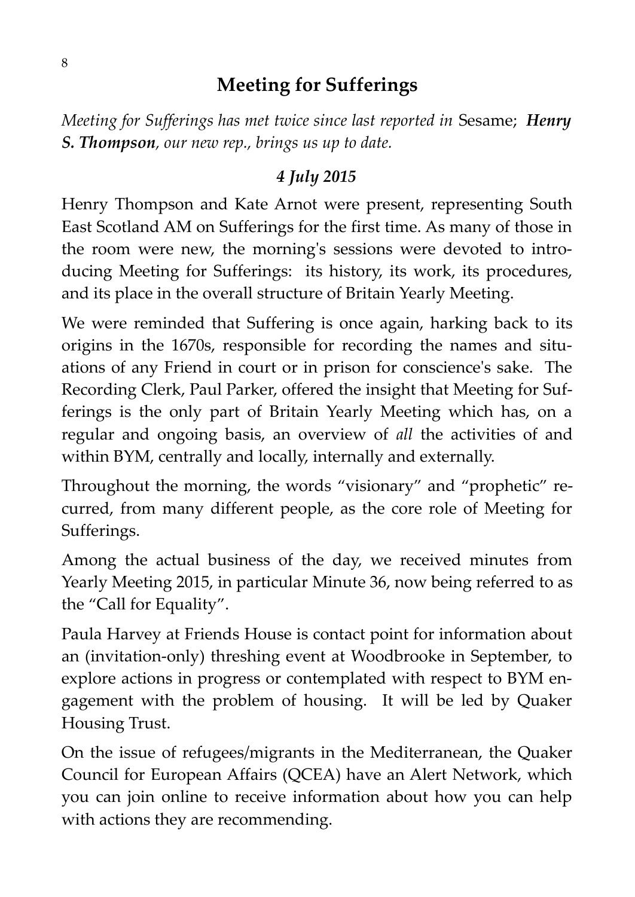## Meeting for Sufferings

*Meeting for Sufferings has met twice since last reported in* Sesame; ***Henry S. Thompson****, our new rep., brings us up to date.*

### *4 July 2015*

Henry Thompson and Kate Arnot were present, representing South East Scotland AM on Sufferings for the first time. As many of those in the room were new, the morning's sessions were devoted to introducing Meeting for Sufferings: its history, its work, its procedures, and its place in the overall structure of Britain Yearly Meeting.

We were reminded that Suffering is once again, harking back to its origins in the 1670s, responsible for recording the names and situations of any Friend in court or in prison for conscience's sake. The Recording Clerk, Paul Parker, offered the insight that Meeting for Sufferings is the only part of Britain Yearly Meeting which has, on a regular and ongoing basis, an overview of *all* the activities of and within BYM, centrally and locally, internally and externally.

Throughout the morning, the words "visionary" and "prophetic" recurred, from many different people, as the core role of Meeting for Sufferings.

Among the actual business of the day, we received minutes from Yearly Meeting 2015, in particular Minute 36, now being referred to as the "Call for Equality".

Paula Harvey at Friends House is contact point for information about an (invitation-only) threshing event at Woodbrooke in September, to explore actions in progress or contemplated with respect to BYM engagement with the problem of housing. It will be led by Quaker Housing Trust.

On the issue of refugees/migrants in the Mediterranean, the Quaker Council for European Affairs (QCEA) have an Alert Network, which you can join online to receive information about how you can help with actions they are recommending.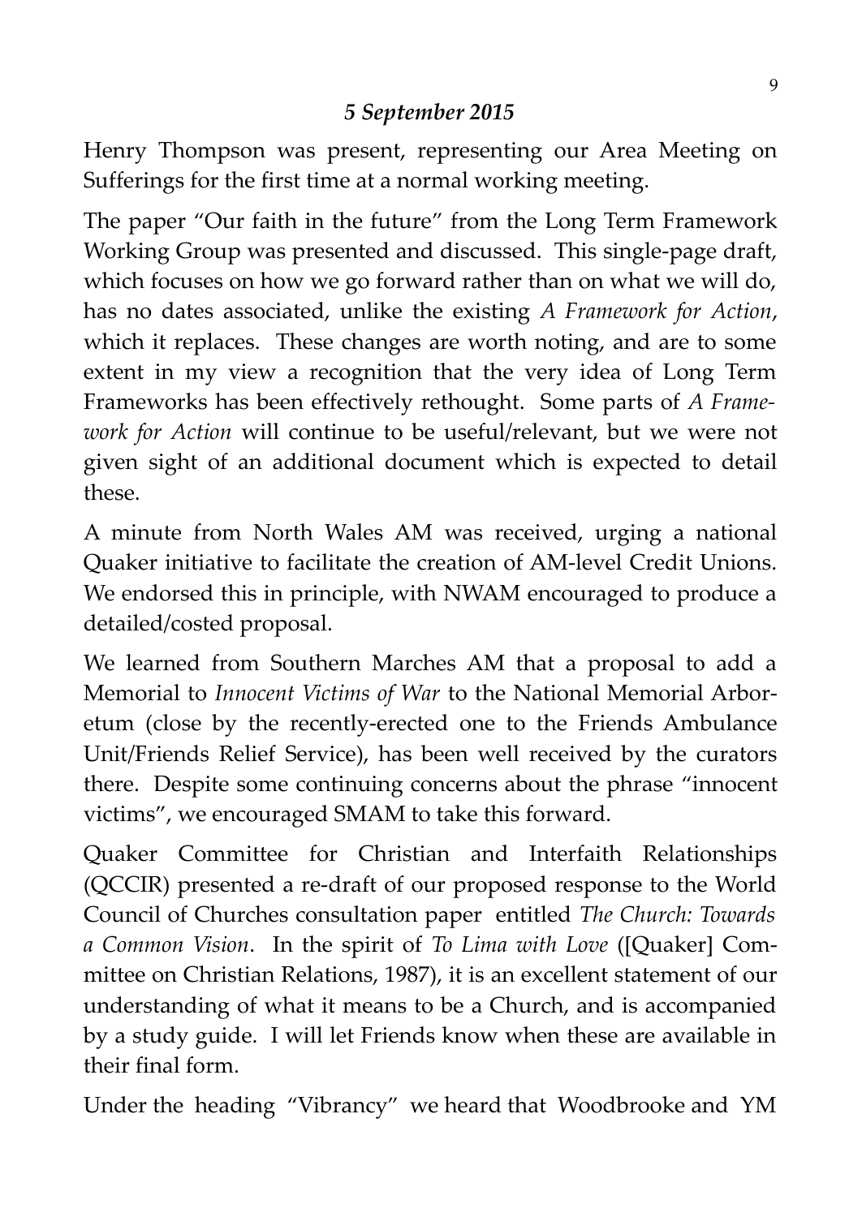### *5 September 2015*

Henry Thompson was present, representing our Area Meeting on Sufferings for the first time at a normal working meeting.

The paper "Our faith in the future" from the Long Term Framework Working Group was presented and discussed. This single-page draft, which focuses on how we go forward rather than on what we will do, has no dates associated, unlike the existing *A Framework for Action*, which it replaces. These changes are worth noting, and are to some extent in my view a recognition that the very idea of Long Term Frameworks has been effectively rethought. Some parts of *A Framework for Action* will continue to be useful/relevant, but we were not given sight of an additional document which is expected to detail these.

A minute from North Wales AM was received, urging a national Quaker initiative to facilitate the creation of AM-level Credit Unions. We endorsed this in principle, with NWAM encouraged to produce a detailed/costed proposal.

We learned from Southern Marches AM that a proposal to add a Memorial to *Innocent Victims of War* to the National Memorial Arboretum (close by the recently-erected one to the Friends Ambulance Unit/Friends Relief Service), has been well received by the curators there. Despite some continuing concerns about the phrase "innocent victims", we encouraged SMAM to take this forward.

Quaker Committee for Christian and Interfaith Relationships (QCCIR) presented a re-draft of our proposed response to the World Council of Churches consultation paper entitled *The Church: Towards a Common Vision*. In the spirit of *To Lima with Love* ([Quaker] Committee on Christian Relations, 1987), it is an excellent statement of our understanding of what it means to be a Church, and is accompanied by a study guide. I will let Friends know when these are available in their final form.

Under the heading "Vibrancy" we heard that Woodbrooke and YM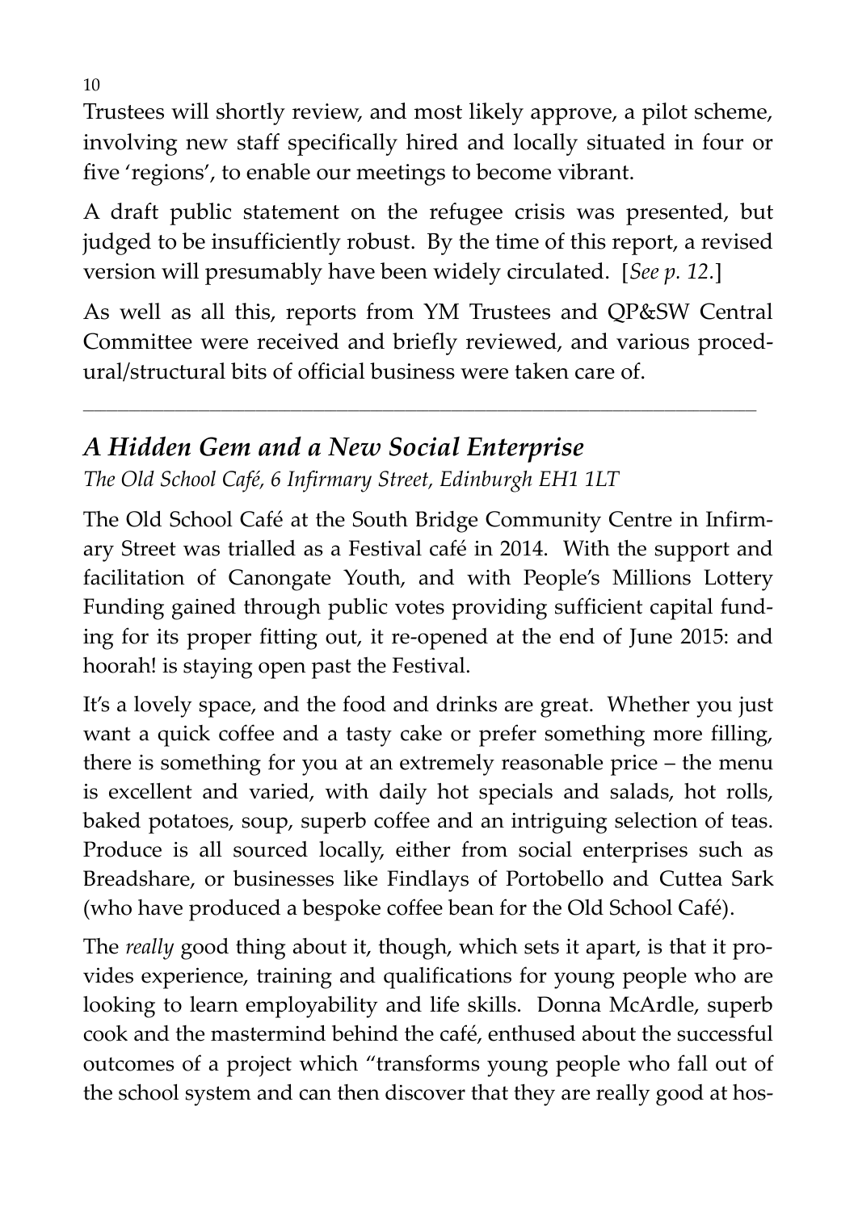Trustees will shortly review, and most likely approve, a pilot scheme, involving new staff specifically hired and locally situated in four or five 'regions', to enable our meetings to become vibrant.

A draft public statement on the refugee crisis was presented, but judged to be insufficiently robust. By the time of this report, a revised version will presumably have been widely circulated. [*See p. 12.*]

As well as all this, reports from YM Trustees and QP&SW Central Committee were received and briefly reviewed, and various procedural/structural bits of official business were taken care of.

---

## *A Hidden Gem and a New Social Enterprise*

*The Old School Café, 6 Infirmary Street, Edinburgh EH1 1LT*

The Old School Café at the South Bridge Community Centre in Infirmary Street was trialled as a Festival café in 2014. With the support and facilitation of Canongate Youth, and with People's Millions Lottery Funding gained through public votes providing sufficient capital funding for its proper fitting out, it re-opened at the end of June 2015: and hoorah! is staying open past the Festival.

It's a lovely space, and the food and drinks are great. Whether you just want a quick coffee and a tasty cake or prefer something more filling, there is something for you at an extremely reasonable price – the menu is excellent and varied, with daily hot specials and salads, hot rolls, baked potatoes, soup, superb coffee and an intriguing selection of teas. Produce is all sourced locally, either from social enterprises such as Breadshare, or businesses like Findlays of Portobello and Cuttea Sark (who have produced a bespoke coffee bean for the Old School Café).

The *really* good thing about it, though, which sets it apart, is that it provides experience, training and qualifications for young people who are looking to learn employability and life skills. Donna McArdle, superb cook and the mastermind behind the café, enthused about the successful outcomes of a project which "transforms young people who fall out of the school system and can then discover that they are really good at hos-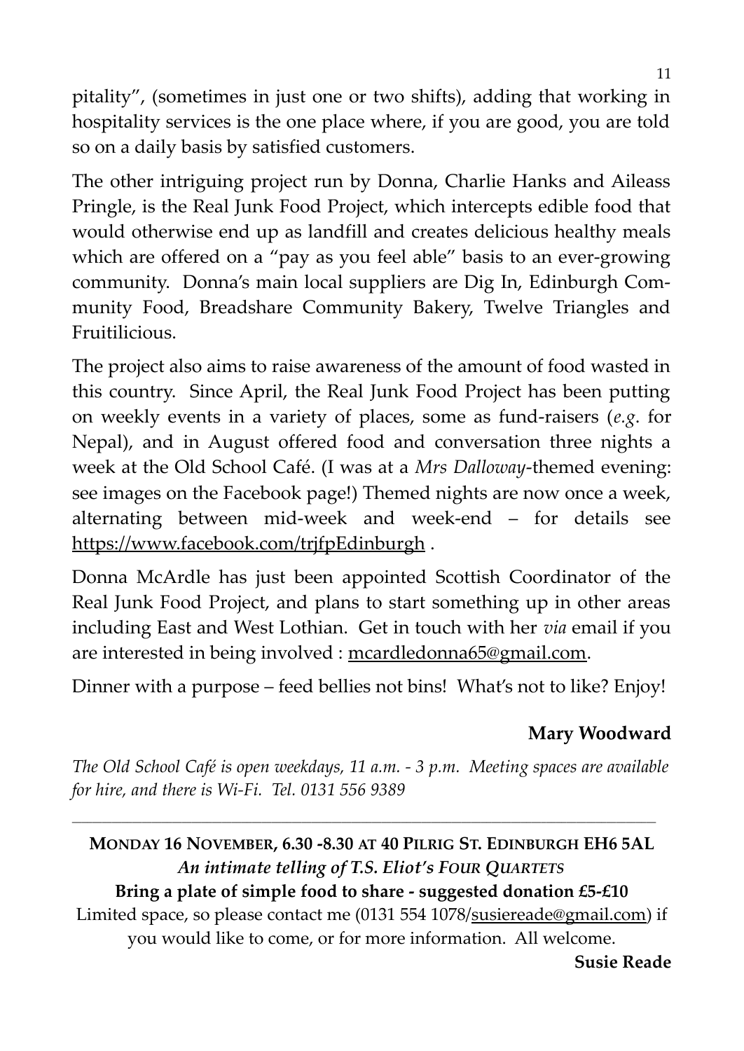pitality", (sometimes in just one or two shifts), adding that working in hospitality services is the one place where, if you are good, you are told so on a daily basis by satisfied customers.

The other intriguing project run by Donna, Charlie Hanks and Aileass Pringle, is the Real Junk Food Project, which intercepts edible food that would otherwise end up as landfill and creates delicious healthy meals which are offered on a "pay as you feel able" basis to an ever-growing community. Donna's main local suppliers are Dig In, Edinburgh Community Food, Breadshare Community Bakery, Twelve Triangles and Fruitilicious.

The project also aims to raise awareness of the amount of food wasted in this country. Since April, the Real Junk Food Project has been putting on weekly events in a variety of places, some as fund-raisers (*e.g*. for Nepal), and in August offered food and conversation three nights a week at the Old School Café. (I was at a *Mrs Dalloway*-themed evening: see images on the Facebook page!) Themed nights are now once a week, alternating between mid-week and week-end – for details see https://www.facebook.com/trjfpEdinburgh .

Donna McArdle has just been appointed Scottish Coordinator of the Real Junk Food Project, and plans to start something up in other areas including East and West Lothian. Get in touch with her *via* email if you are interested in being involved : mcardledonna65@gmail.com.

Dinner with a purpose – feed bellies not bins! What's not to like? Enjoy!

**Mary Woodward**

*The Old School Café is open weekdays, 11 a.m. - 3 p.m. Meeting spaces are available for hire, and there is Wi-Fi. Tel. 0131 556 9389*

---

**MONDAY 16 NOVEMBER, 6.30 -8.30 AT 40 PILRIG ST. EDINBURGH EH6 5AL**

***An intimate telling of T.S. Eliot's FOUR QUARTETS***

**Bring a plate of simple food to share - suggested donation £5-£10**

Limited space, so please contact me (0131 554 1078/susiereade@gmail.com) if you would like to come, or for more information. All welcome.

**Susie Reade**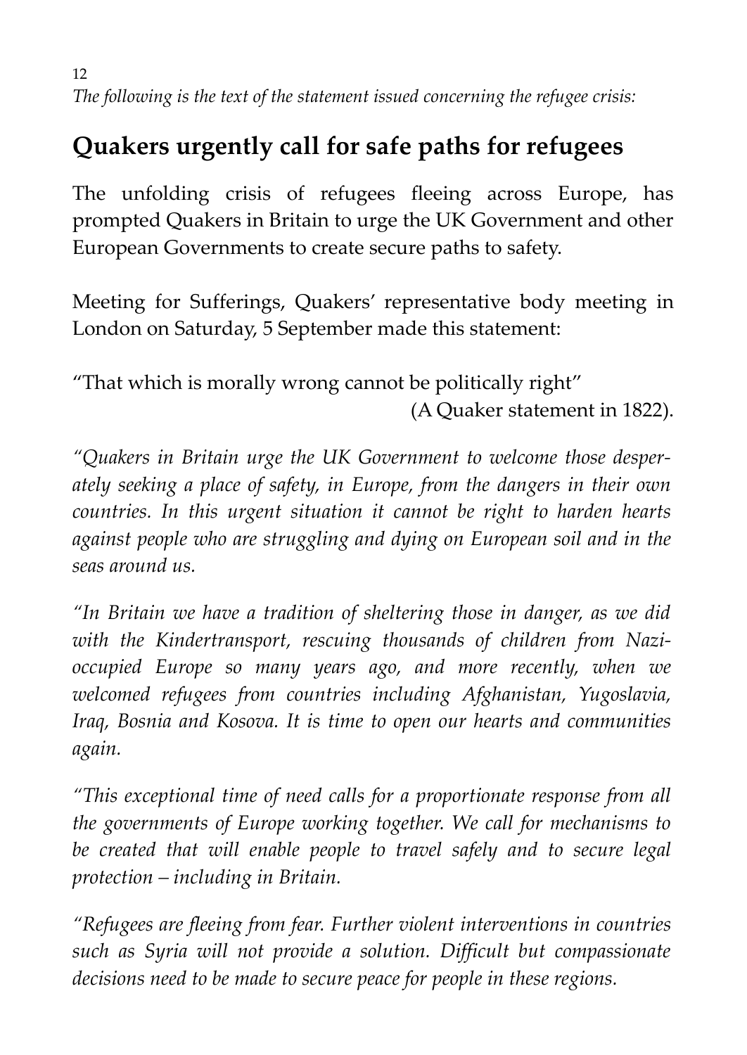*The following is the text of the statement issued concerning the refugee crisis:*

## Quakers urgently call for safe paths for refugees

The unfolding crisis of refugees fleeing across Europe, has prompted Quakers in Britain to urge the UK Government and other European Governments to create secure paths to safety.

Meeting for Sufferings, Quakers' representative body meeting in London on Saturday, 5 September made this statement:

"That which is morally wrong cannot be politically right"
(A Quaker statement in 1822).

*"Quakers in Britain urge the UK Government to welcome those desperately seeking a place of safety, in Europe, from the dangers in their own countries. In this urgent situation it cannot be right to harden hearts against people who are struggling and dying on European soil and in the seas around us.*

*"In Britain we have a tradition of sheltering those in danger, as we did with the Kindertransport, rescuing thousands of children from Nazi-occupied Europe so many years ago, and more recently, when we welcomed refugees from countries including Afghanistan, Yugoslavia, Iraq, Bosnia and Kosova. It is time to open our hearts and communities again.*

*"This exceptional time of need calls for a proportionate response from all the governments of Europe working together. We call for mechanisms to be created that will enable people to travel safely and to secure legal protection – including in Britain.*

*"Refugees are fleeing from fear. Further violent interventions in countries such as Syria will not provide a solution. Difficult but compassionate decisions need to be made to secure peace for people in these regions.*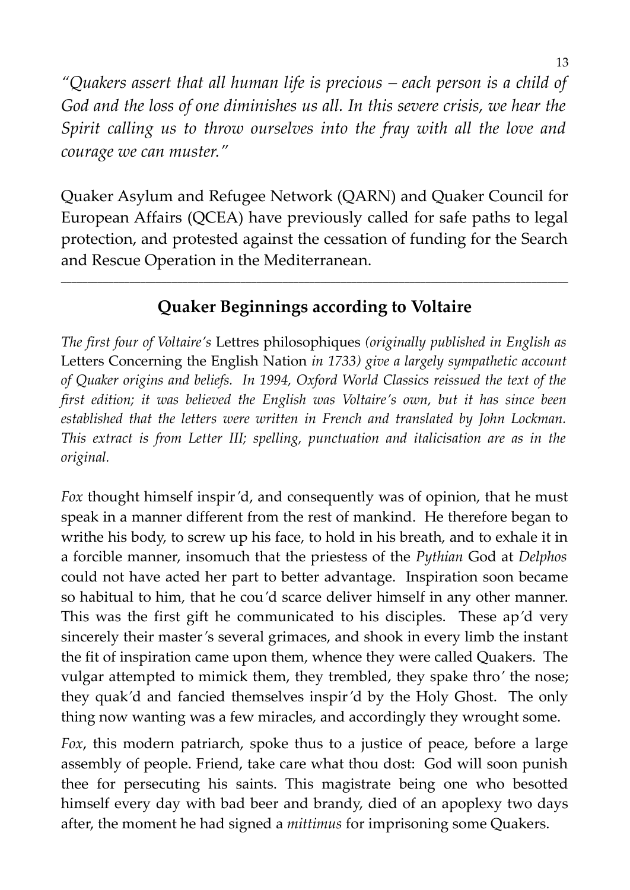*"Quakers assert that all human life is precious – each person is a child of God and the loss of one diminishes us all. In this severe crisis, we hear the Spirit calling us to throw ourselves into the fray with all the love and courage we can muster."*

Quaker Asylum and Refugee Network (QARN) and Quaker Council for European Affairs (QCEA) have previously called for safe paths to legal protection, and protested against the cessation of funding for the Search and Rescue Operation in the Mediterranean.

---

## Quaker Beginnings according to Voltaire

*The first four of Voltaire's* Lettres philosophiques *(originally published in English as* Letters Concerning the English Nation *in 1733) give a largely sympathetic account of Quaker origins and beliefs. In 1994, Oxford World Classics reissued the text of the first edition; it was believed the English was Voltaire's own, but it has since been established that the letters were written in French and translated by John Lockman. This extract is from Letter III; spelling, punctuation and italicisation are as in the original.*

*Fox* thought himself inspir'd, and consequently was of opinion, that he must speak in a manner different from the rest of mankind. He therefore began to writhe his body, to screw up his face, to hold in his breath, and to exhale it in a forcible manner, insomuch that the priestess of the *Pythian* God at *Delphos* could not have acted her part to better advantage. Inspiration soon became so habitual to him, that he cou'd scarce deliver himself in any other manner. This was the first gift he communicated to his disciples. These ap'd very sincerely their master's several grimaces, and shook in every limb the instant the fit of inspiration came upon them, whence they were called Quakers. The vulgar attempted to mimick them, they trembled, they spake thro' the nose; they quak'd and fancied themselves inspir'd by the Holy Ghost. The only thing now wanting was a few miracles, and accordingly they wrought some.

*Fox*, this modern patriarch, spoke thus to a justice of peace, before a large assembly of people. Friend, take care what thou dost: God will soon punish thee for persecuting his saints. This magistrate being one who besotted himself every day with bad beer and brandy, died of an apoplexy two days after, the moment he had signed a *mittimus* for imprisoning some Quakers.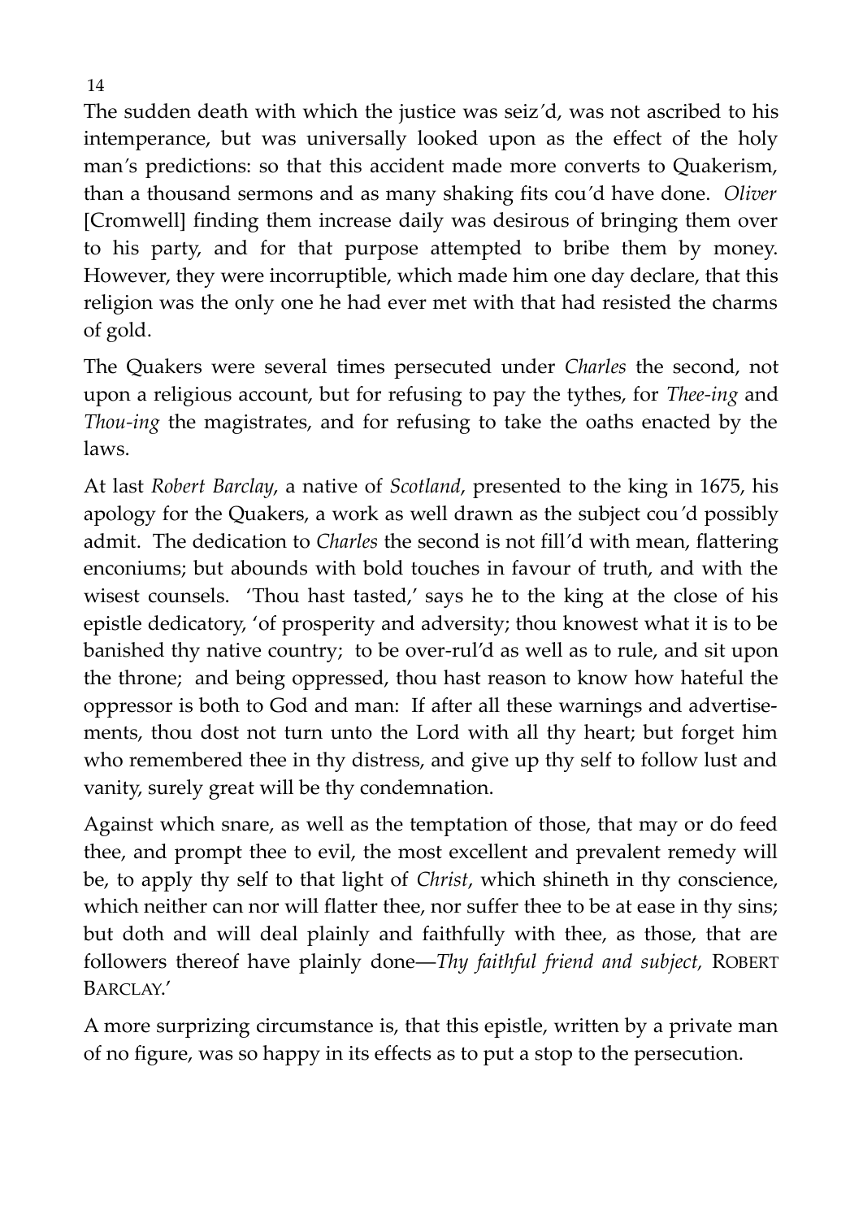The sudden death with which the justice was seiz'd, was not ascribed to his intemperance, but was universally looked upon as the effect of the holy man's predictions: so that this accident made more converts to Quakerism, than a thousand sermons and as many shaking fits cou'd have done. *Oliver* [Cromwell] finding them increase daily was desirous of bringing them over to his party, and for that purpose attempted to bribe them by money. However, they were incorruptible, which made him one day declare, that this religion was the only one he had ever met with that had resisted the charms of gold.

The Quakers were several times persecuted under *Charles* the second, not upon a religious account, but for refusing to pay the tythes, for *Thee-ing* and *Thou-ing* the magistrates, and for refusing to take the oaths enacted by the laws.

At last *Robert Barclay*, a native of *Scotland*, presented to the king in 1675, his apology for the Quakers, a work as well drawn as the subject cou'd possibly admit. The dedication to *Charles* the second is not fill'd with mean, flattering enconiums; but abounds with bold touches in favour of truth, and with the wisest counsels. 'Thou hast tasted,' says he to the king at the close of his epistle dedicatory, 'of prosperity and adversity; thou knowest what it is to be banished thy native country; to be over-rul'd as well as to rule, and sit upon the throne; and being oppressed, thou hast reason to know how hateful the oppressor is both to God and man: If after all these warnings and advertisements, thou dost not turn unto the Lord with all thy heart; but forget him who remembered thee in thy distress, and give up thy self to follow lust and vanity, surely great will be thy condemnation.

Against which snare, as well as the temptation of those, that may or do feed thee, and prompt thee to evil, the most excellent and prevalent remedy will be, to apply thy self to that light of *Christ*, which shineth in thy conscience, which neither can nor will flatter thee, nor suffer thee to be at ease in thy sins; but doth and will deal plainly and faithfully with thee, as those, that are followers thereof have plainly done—*Thy faithful friend and subject*, ROBERT BARCLAY.'

A more surprizing circumstance is, that this epistle, written by a private man of no figure, was so happy in its effects as to put a stop to the persecution.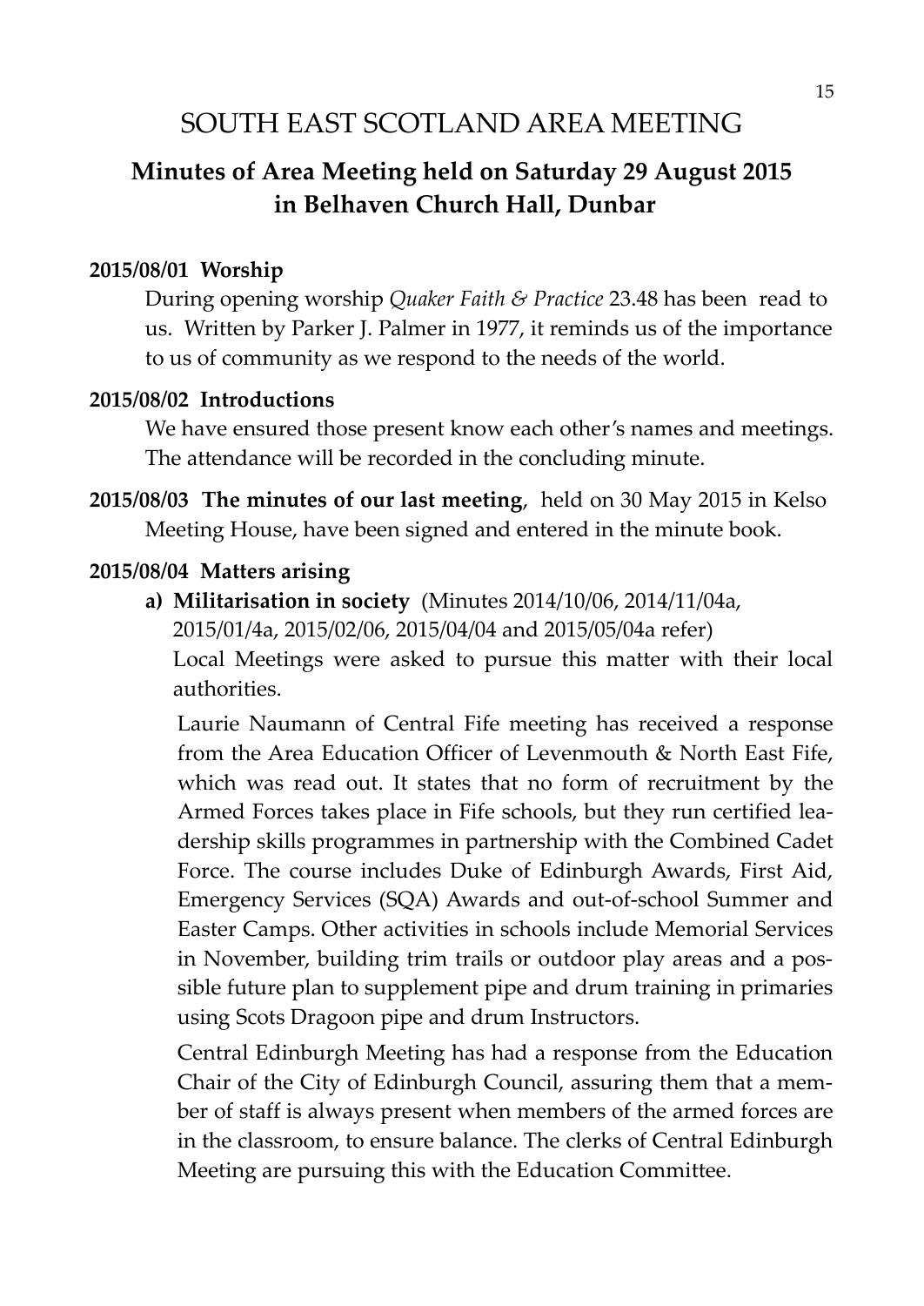# SOUTH EAST SCOTLAND AREA MEETING

## Minutes of Area Meeting held on Saturday 29 August 2015 in Belhaven Church Hall, Dunbar

**2015/08/01 Worship**

During opening worship *Quaker Faith & Practice* 23.48 has been read to us. Written by Parker J. Palmer in 1977, it reminds us of the importance to us of community as we respond to the needs of the world.

**2015/08/02 Introductions**

We have ensured those present know each other's names and meetings. The attendance will be recorded in the concluding minute.

**2015/08/03 The minutes of our last meeting**, held on 30 May 2015 in Kelso Meeting House, have been signed and entered in the minute book.

**2015/08/04 Matters arising**

**a) Militarisation in society** (Minutes 2014/10/06, 2014/11/04a, 2015/01/4a, 2015/02/06, 2015/04/04 and 2015/05/04a refer)

Local Meetings were asked to pursue this matter with their local authorities.

Laurie Naumann of Central Fife meeting has received a response from the Area Education Officer of Levenmouth & North East Fife, which was read out. It states that no form of recruitment by the Armed Forces takes place in Fife schools, but they run certified leadership skills programmes in partnership with the Combined Cadet Force. The course includes Duke of Edinburgh Awards, First Aid, Emergency Services (SQA) Awards and out-of-school Summer and Easter Camps. Other activities in schools include Memorial Services in November, building trim trails or outdoor play areas and a possible future plan to supplement pipe and drum training in primaries using Scots Dragoon pipe and drum Instructors.

Central Edinburgh Meeting has had a response from the Education Chair of the City of Edinburgh Council, assuring them that a member of staff is always present when members of the armed forces are in the classroom, to ensure balance. The clerks of Central Edinburgh Meeting are pursuing this with the Education Committee.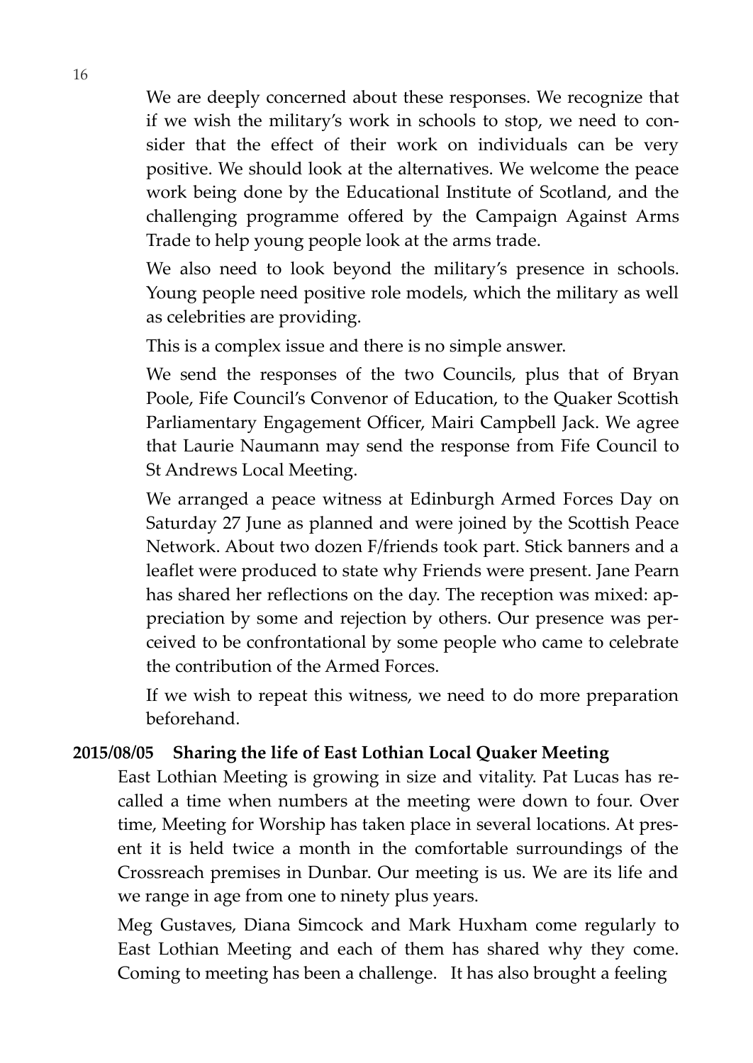We are deeply concerned about these responses. We recognize that if we wish the military's work in schools to stop, we need to consider that the effect of their work on individuals can be very positive. We should look at the alternatives. We welcome the peace work being done by the Educational Institute of Scotland, and the challenging programme offered by the Campaign Against Arms Trade to help young people look at the arms trade.

We also need to look beyond the military's presence in schools. Young people need positive role models, which the military as well as celebrities are providing.

This is a complex issue and there is no simple answer.

We send the responses of the two Councils, plus that of Bryan Poole, Fife Council's Convenor of Education, to the Quaker Scottish Parliamentary Engagement Officer, Mairi Campbell Jack. We agree that Laurie Naumann may send the response from Fife Council to St Andrews Local Meeting.

We arranged a peace witness at Edinburgh Armed Forces Day on Saturday 27 June as planned and were joined by the Scottish Peace Network. About two dozen F/friends took part. Stick banners and a leaflet were produced to state why Friends were present. Jane Pearn has shared her reflections on the day. The reception was mixed: appreciation by some and rejection by others. Our presence was perceived to be confrontational by some people who came to celebrate the contribution of the Armed Forces.

If we wish to repeat this witness, we need to do more preparation beforehand.

**2015/08/05 Sharing the life of East Lothian Local Quaker Meeting**

East Lothian Meeting is growing in size and vitality. Pat Lucas has recalled a time when numbers at the meeting were down to four. Over time, Meeting for Worship has taken place in several locations. At present it is held twice a month in the comfortable surroundings of the Crossreach premises in Dunbar. Our meeting is us. We are its life and we range in age from one to ninety plus years.

Meg Gustaves, Diana Simcock and Mark Huxham come regularly to East Lothian Meeting and each of them has shared why they come. Coming to meeting has been a challenge. It has also brought a feeling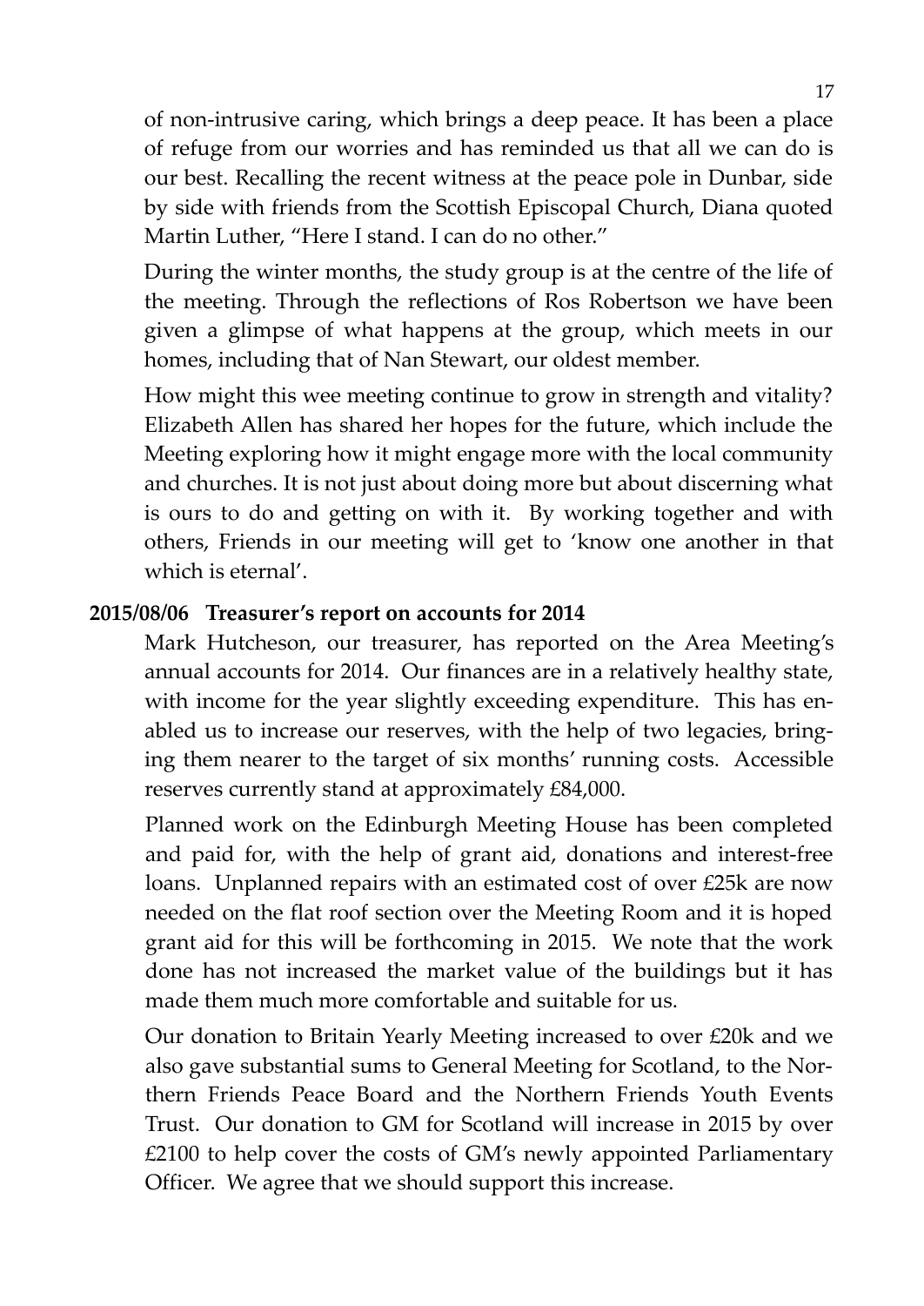of non-intrusive caring, which brings a deep peace. It has been a place of refuge from our worries and has reminded us that all we can do is our best. Recalling the recent witness at the peace pole in Dunbar, side by side with friends from the Scottish Episcopal Church, Diana quoted Martin Luther, "Here I stand. I can do no other."

During the winter months, the study group is at the centre of the life of the meeting. Through the reflections of Ros Robertson we have been given a glimpse of what happens at the group, which meets in our homes, including that of Nan Stewart, our oldest member.

How might this wee meeting continue to grow in strength and vitality? Elizabeth Allen has shared her hopes for the future, which include the Meeting exploring how it might engage more with the local community and churches. It is not just about doing more but about discerning what is ours to do and getting on with it. By working together and with others, Friends in our meeting will get to 'know one another in that which is eternal'.

**2015/08/06 Treasurer's report on accounts for 2014**

Mark Hutcheson, our treasurer, has reported on the Area Meeting's annual accounts for 2014. Our finances are in a relatively healthy state, with income for the year slightly exceeding expenditure. This has enabled us to increase our reserves, with the help of two legacies, bringing them nearer to the target of six months' running costs. Accessible reserves currently stand at approximately £84,000.

Planned work on the Edinburgh Meeting House has been completed and paid for, with the help of grant aid, donations and interest-free loans. Unplanned repairs with an estimated cost of over £25k are now needed on the flat roof section over the Meeting Room and it is hoped grant aid for this will be forthcoming in 2015. We note that the work done has not increased the market value of the buildings but it has made them much more comfortable and suitable for us.

Our donation to Britain Yearly Meeting increased to over £20k and we also gave substantial sums to General Meeting for Scotland, to the Northern Friends Peace Board and the Northern Friends Youth Events Trust. Our donation to GM for Scotland will increase in 2015 by over £2100 to help cover the costs of GM's newly appointed Parliamentary Officer. We agree that we should support this increase.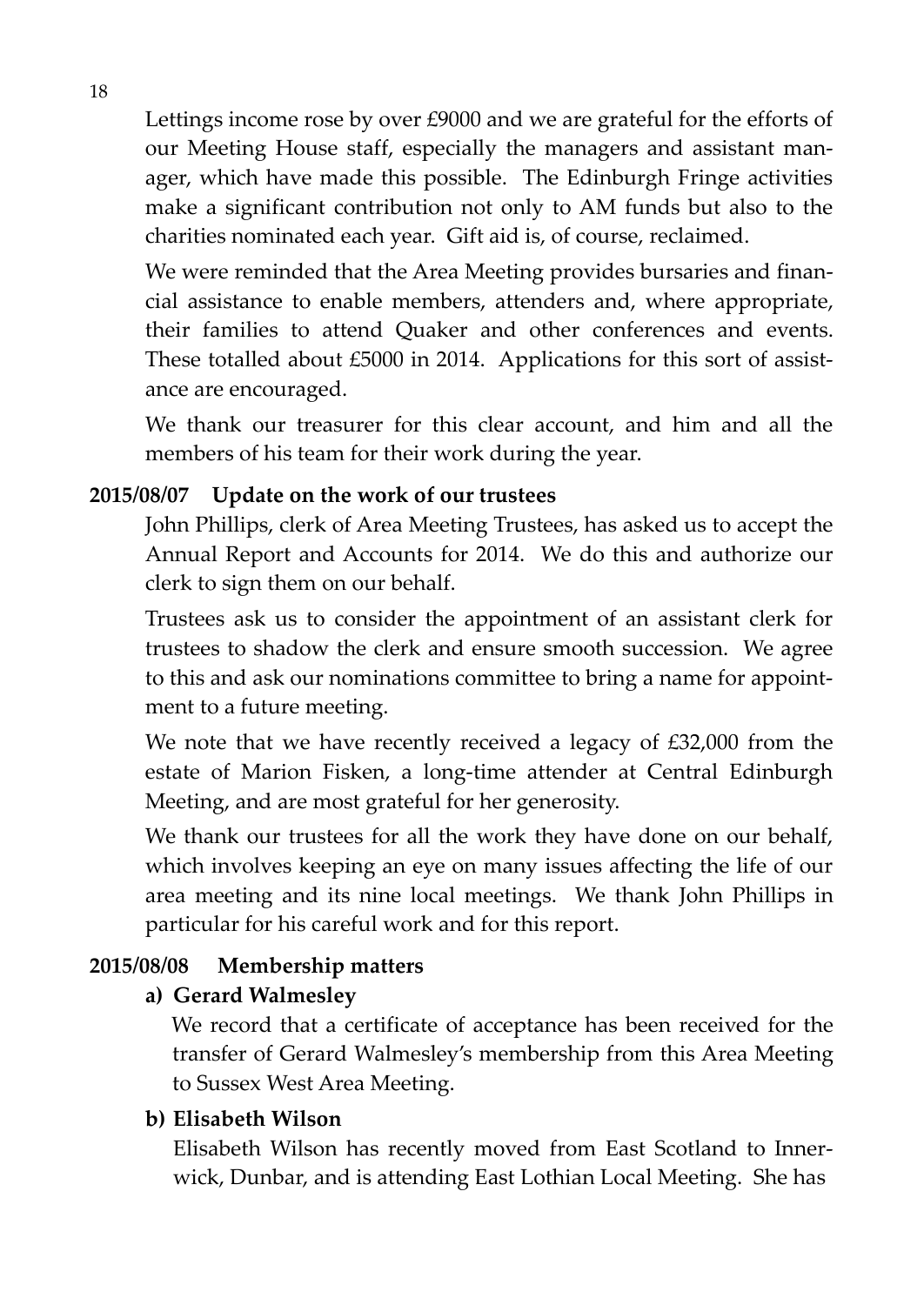Lettings income rose by over £9000 and we are grateful for the efforts of our Meeting House staff, especially the managers and assistant manager, which have made this possible. The Edinburgh Fringe activities make a significant contribution not only to AM funds but also to the charities nominated each year. Gift aid is, of course, reclaimed.

We were reminded that the Area Meeting provides bursaries and financial assistance to enable members, attenders and, where appropriate, their families to attend Quaker and other conferences and events. These totalled about £5000 in 2014. Applications for this sort of assistance are encouraged.

We thank our treasurer for this clear account, and him and all the members of his team for their work during the year.

**2015/08/07 Update on the work of our trustees**

John Phillips, clerk of Area Meeting Trustees, has asked us to accept the Annual Report and Accounts for 2014. We do this and authorize our clerk to sign them on our behalf.

Trustees ask us to consider the appointment of an assistant clerk for trustees to shadow the clerk and ensure smooth succession. We agree to this and ask our nominations committee to bring a name for appointment to a future meeting.

We note that we have recently received a legacy of £32,000 from the estate of Marion Fisken, a long-time attender at Central Edinburgh Meeting, and are most grateful for her generosity.

We thank our trustees for all the work they have done on our behalf, which involves keeping an eye on many issues affecting the life of our area meeting and its nine local meetings. We thank John Phillips in particular for his careful work and for this report.

**2015/08/08 Membership matters**

**a) Gerard Walmesley**

We record that a certificate of acceptance has been received for the transfer of Gerard Walmesley's membership from this Area Meeting to Sussex West Area Meeting.

**b) Elisabeth Wilson**

Elisabeth Wilson has recently moved from East Scotland to Innerwick, Dunbar, and is attending East Lothian Local Meeting. She has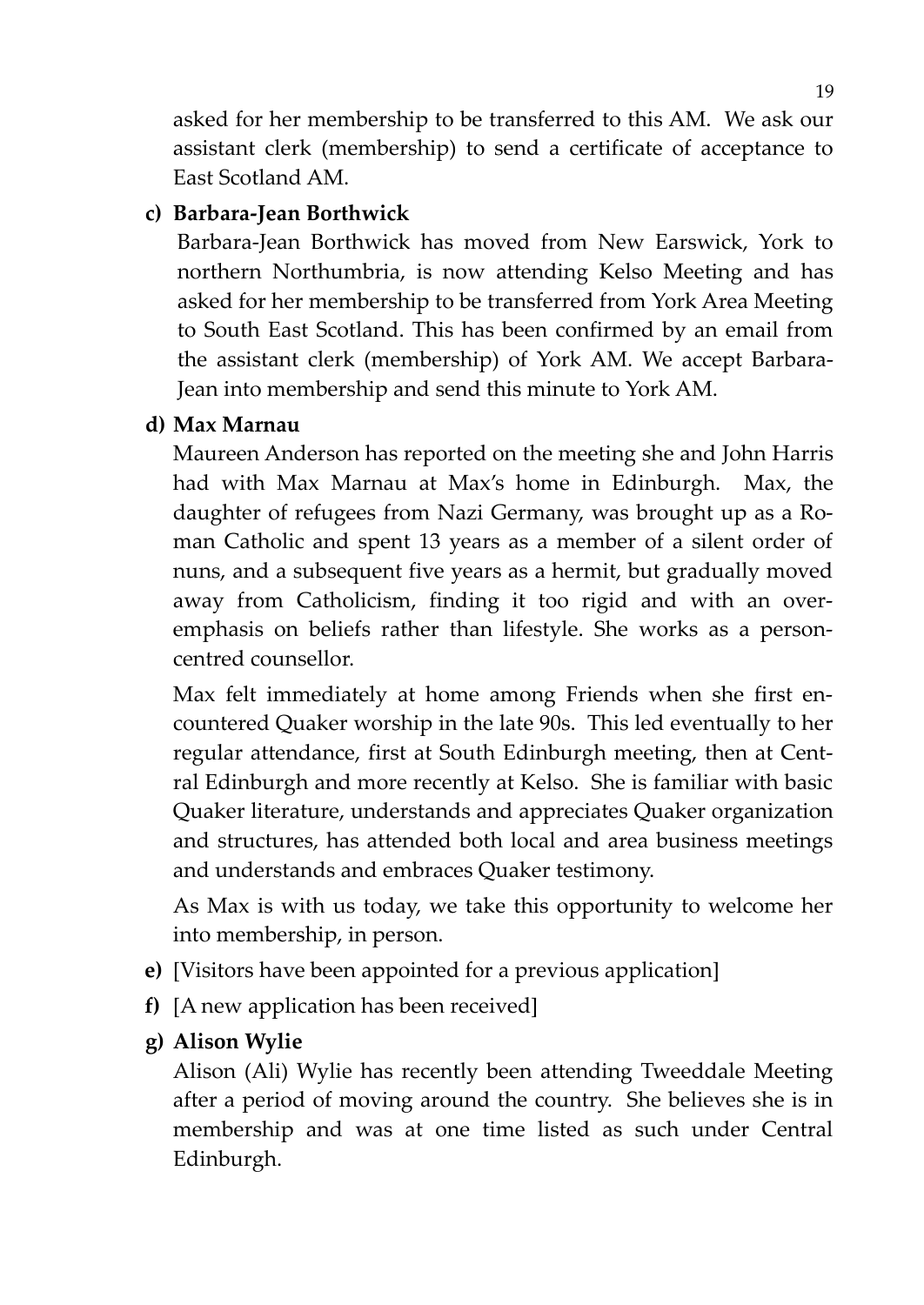asked for her membership to be transferred to this AM. We ask our assistant clerk (membership) to send a certificate of acceptance to East Scotland AM.

**c) Barbara-Jean Borthwick**

Barbara-Jean Borthwick has moved from New Earswick, York to northern Northumbria, is now attending Kelso Meeting and has asked for her membership to be transferred from York Area Meeting to South East Scotland. This has been confirmed by an email from the assistant clerk (membership) of York AM. We accept Barbara-Jean into membership and send this minute to York AM.

**d) Max Marnau**

Maureen Anderson has reported on the meeting she and John Harris had with Max Marnau at Max's home in Edinburgh. Max, the daughter of refugees from Nazi Germany, was brought up as a Roman Catholic and spent 13 years as a member of a silent order of nuns, and a subsequent five years as a hermit, but gradually moved away from Catholicism, finding it too rigid and with an over-emphasis on beliefs rather than lifestyle. She works as a person-centred counsellor.

Max felt immediately at home among Friends when she first encountered Quaker worship in the late 90s. This led eventually to her regular attendance, first at South Edinburgh meeting, then at Central Edinburgh and more recently at Kelso. She is familiar with basic Quaker literature, understands and appreciates Quaker organization and structures, has attended both local and area business meetings and understands and embraces Quaker testimony.

As Max is with us today, we take this opportunity to welcome her into membership, in person.

**e)** [Visitors have been appointed for a previous application]

**f)** [A new application has been received]

**g) Alison Wylie**

Alison (Ali) Wylie has recently been attending Tweeddale Meeting after a period of moving around the country. She believes she is in membership and was at one time listed as such under Central Edinburgh.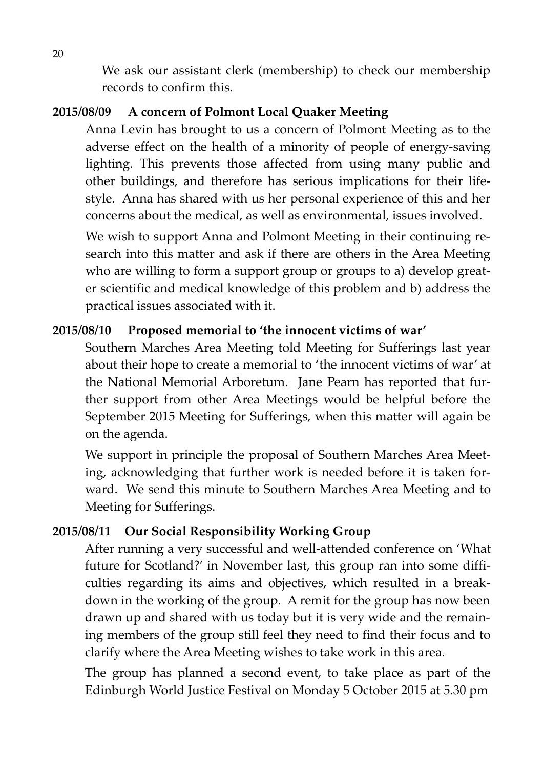We ask our assistant clerk (membership) to check our membership records to confirm this.

**2015/08/09 A concern of Polmont Local Quaker Meeting**

Anna Levin has brought to us a concern of Polmont Meeting as to the adverse effect on the health of a minority of people of energy-saving lighting. This prevents those affected from using many public and other buildings, and therefore has serious implications for their lifestyle. Anna has shared with us her personal experience of this and her concerns about the medical, as well as environmental, issues involved.

We wish to support Anna and Polmont Meeting in their continuing research into this matter and ask if there are others in the Area Meeting who are willing to form a support group or groups to a) develop greater scientific and medical knowledge of this problem and b) address the practical issues associated with it.

**2015/08/10 Proposed memorial to 'the innocent victims of war'**

Southern Marches Area Meeting told Meeting for Sufferings last year about their hope to create a memorial to 'the innocent victims of war' at the National Memorial Arboretum. Jane Pearn has reported that further support from other Area Meetings would be helpful before the September 2015 Meeting for Sufferings, when this matter will again be on the agenda.

We support in principle the proposal of Southern Marches Area Meeting, acknowledging that further work is needed before it is taken forward. We send this minute to Southern Marches Area Meeting and to Meeting for Sufferings.

**2015/08/11 Our Social Responsibility Working Group**

After running a very successful and well-attended conference on 'What future for Scotland?' in November last, this group ran into some difficulties regarding its aims and objectives, which resulted in a breakdown in the working of the group. A remit for the group has now been drawn up and shared with us today but it is very wide and the remaining members of the group still feel they need to find their focus and to clarify where the Area Meeting wishes to take work in this area.

The group has planned a second event, to take place as part of the Edinburgh World Justice Festival on Monday 5 October 2015 at 5.30 pm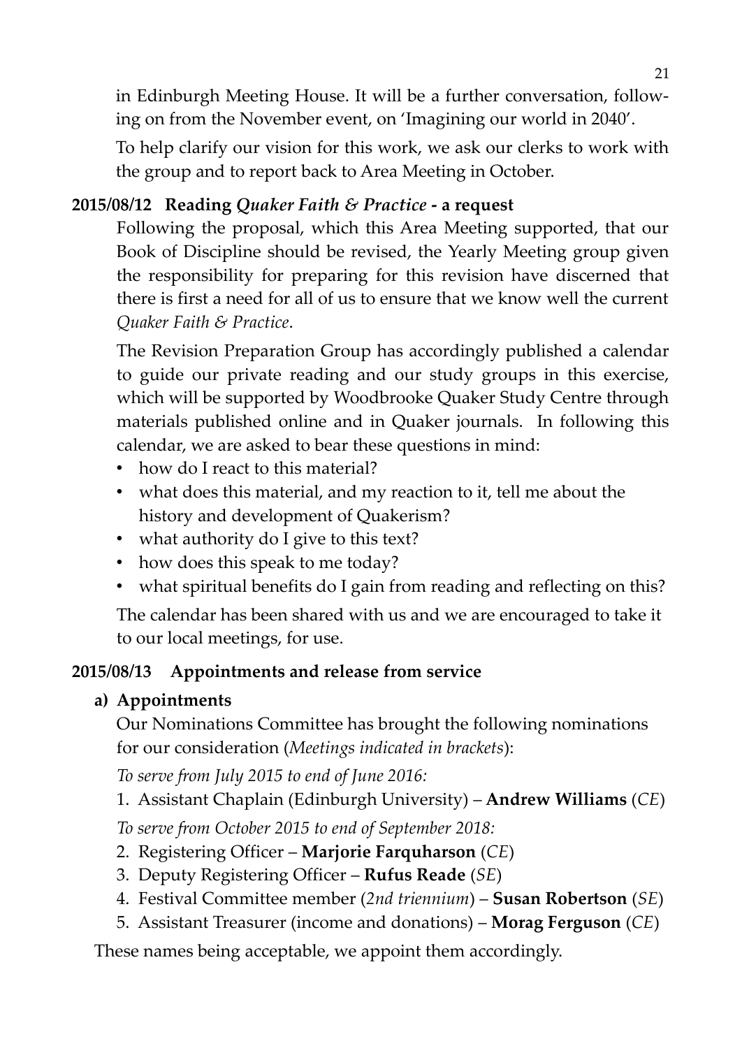in Edinburgh Meeting House. It will be a further conversation, following on from the November event, on 'Imagining our world in 2040'.

To help clarify our vision for this work, we ask our clerks to work with the group and to report back to Area Meeting in October.

### 2015/08/12 Reading *Quaker Faith & Practice* - a request

Following the proposal, which this Area Meeting supported, that our Book of Discipline should be revised, the Yearly Meeting group given the responsibility for preparing for this revision have discerned that there is first a need for all of us to ensure that we know well the current *Quaker Faith & Practice*.

The Revision Preparation Group has accordingly published a calendar to guide our private reading and our study groups in this exercise, which will be supported by Woodbrooke Quaker Study Centre through materials published online and in Quaker journals. In following this calendar, we are asked to bear these questions in mind:

- how do I react to this material?
- what does this material, and my reaction to it, tell me about the history and development of Quakerism?
- what authority do I give to this text?
- how does this speak to me today?
- what spiritual benefits do I gain from reading and reflecting on this?

The calendar has been shared with us and we are encouraged to take it to our local meetings, for use.

### 2015/08/13 Appointments and release from service

**a) Appointments**

Our Nominations Committee has brought the following nominations for our consideration (*Meetings indicated in brackets*):

*To serve from July 2015 to end of June 2016:*

1. Assistant Chaplain (Edinburgh University) – **Andrew Williams** (*CE*)

*To serve from October 2015 to end of September 2018:*

2. Registering Officer – **Marjorie Farquharson** (*CE*)
3. Deputy Registering Officer – **Rufus Reade** (*SE*)
4. Festival Committee member (*2nd triennium*) – **Susan Robertson** (*SE*)
5. Assistant Treasurer (income and donations) – **Morag Ferguson** (*CE*)

These names being acceptable, we appoint them accordingly.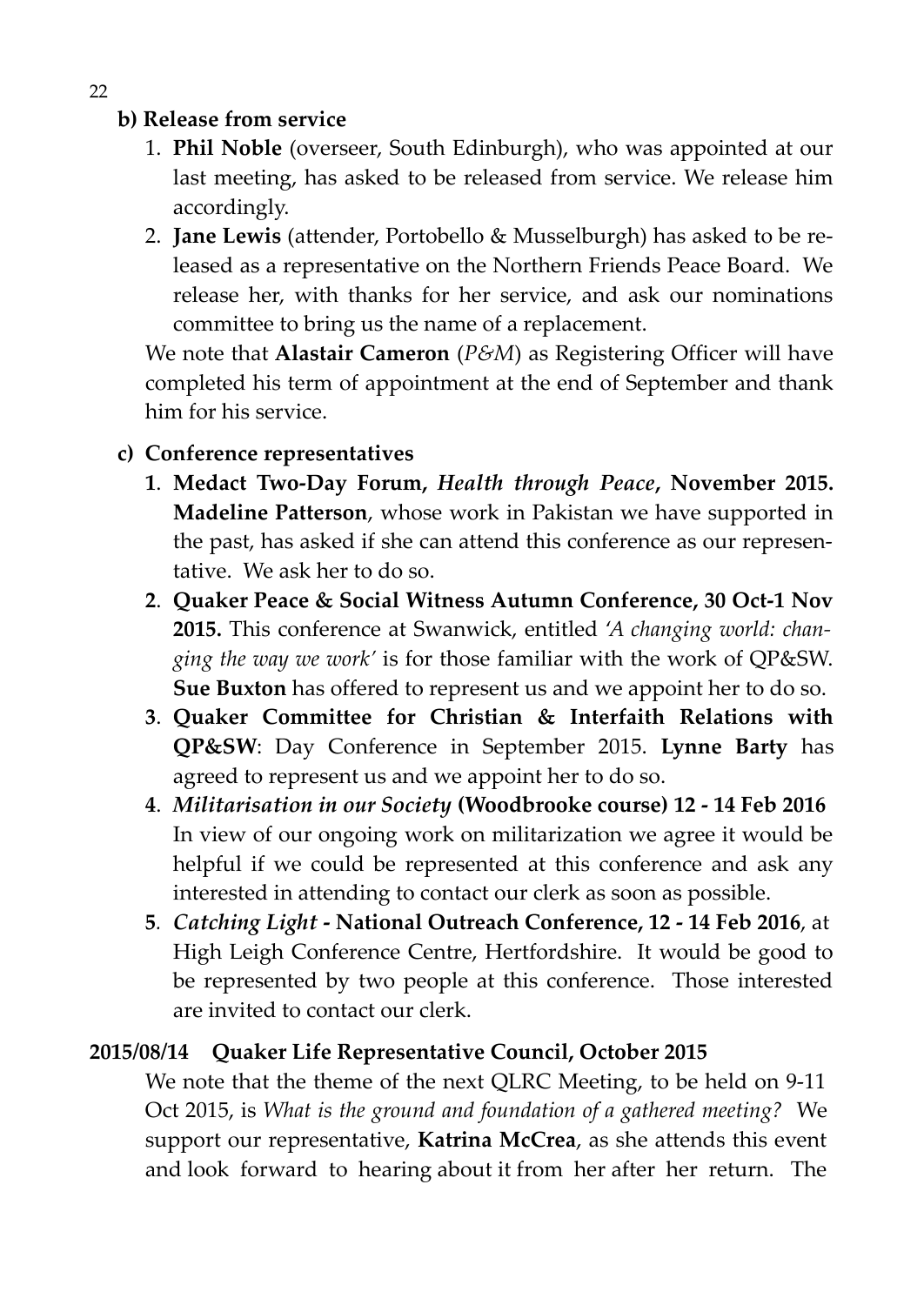**b) Release from service**

1. **Phil Noble** (overseer, South Edinburgh), who was appointed at our last meeting, has asked to be released from service. We release him accordingly.
2. **Jane Lewis** (attender, Portobello & Musselburgh) has asked to be released as a representative on the Northern Friends Peace Board. We release her, with thanks for her service, and ask our nominations committee to bring us the name of a replacement.

We note that **Alastair Cameron** (*P&M*) as Registering Officer will have completed his term of appointment at the end of September and thank him for his service.

**c) Conference representatives**

1. **Medact Two-Day Forum,** ***Health through Peace*****, November 2015. Madeline Patterson**, whose work in Pakistan we have supported in the past, has asked if she can attend this conference as our representative. We ask her to do so.
2. **Quaker Peace & Social Witness Autumn Conference, 30 Oct-1 Nov 2015.** This conference at Swanwick, entitled *'A changing world: changing the way we work'* is for those familiar with the work of QP&SW. **Sue Buxton** has offered to represent us and we appoint her to do so.
3. **Quaker Committee for Christian & Interfaith Relations with QP&SW**: Day Conference in September 2015. **Lynne Barty** has agreed to represent us and we appoint her to do so.
4. ***Militarisation in our Society*** **(Woodbrooke course) 12 - 14 Feb 2016** In view of our ongoing work on militarization we agree it would be helpful if we could be represented at this conference and ask any interested in attending to contact our clerk as soon as possible.
5. ***Catching Light*** **- National Outreach Conference, 12 - 14 Feb 2016**, at High Leigh Conference Centre, Hertfordshire. It would be good to be represented by two people at this conference. Those interested are invited to contact our clerk.

**2015/08/14 Quaker Life Representative Council, October 2015**

We note that the theme of the next QLRC Meeting, to be held on 9-11 Oct 2015, is *What is the ground and foundation of a gathered meeting?* We support our representative, **Katrina McCrea**, as she attends this event and look forward to hearing about it from her after her return. The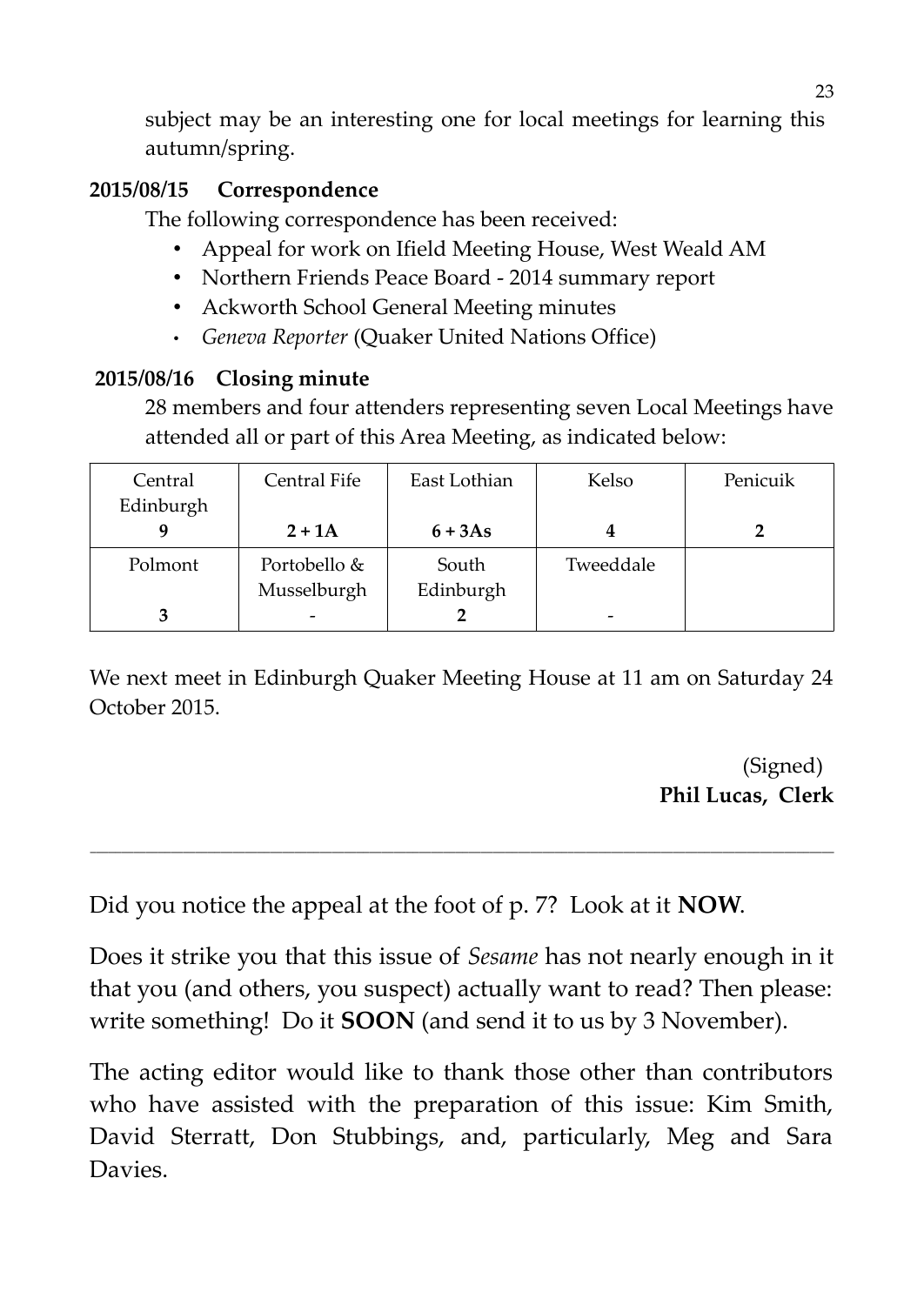subject may be an interesting one for local meetings for learning this autumn/spring.

**2015/08/15 Correspondence**

The following correspondence has been received:

- Appeal for work on Ifield Meeting House, West Weald AM
- Northern Friends Peace Board - 2014 summary report
- Ackworth School General Meeting minutes
- *Geneva Reporter* (Quaker United Nations Office)

**2015/08/16 Closing minute**

28 members and four attenders representing seven Local Meetings have attended all or part of this Area Meeting, as indicated below:

| Central Edinburgh | Central Fife | East Lothian | Kelso | Penicuik |
|---|---|---|---|---|
| **9** | **2 + 1A** | **6 + 3As** | **4** | **2** |
| Polmont | Portobello & Musselburgh | South Edinburgh | Tweeddale | |
| **3** | - | **2** | - | |

We next meet in Edinburgh Quaker Meeting House at 11 am on Saturday 24 October 2015.

(Signed)
**Phil Lucas, Clerk**

---

Did you notice the appeal at the foot of p. 7? Look at it **NOW**.

Does it strike you that this issue of *Sesame* has not nearly enough in it that you (and others, you suspect) actually want to read? Then please: write something! Do it **SOON** (and send it to us by 3 November).

The acting editor would like to thank those other than contributors who have assisted with the preparation of this issue: Kim Smith, David Sterratt, Don Stubbings, and, particularly, Meg and Sara Davies.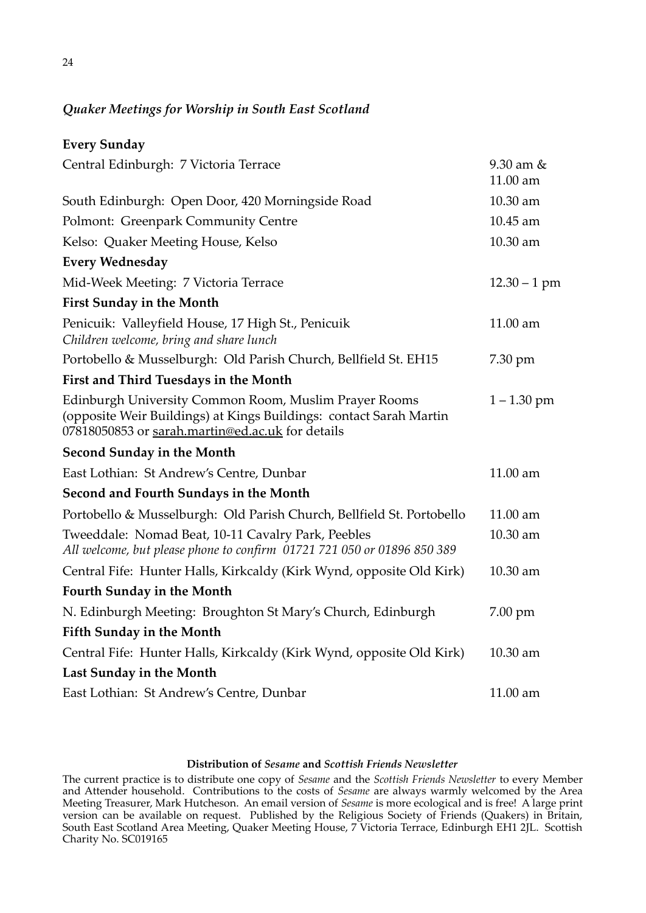## *Quaker Meetings for Worship in South East Scotland*

| | |
|---|---|
| **Every Sunday** | |
| Central Edinburgh: 7 Victoria Terrace | 9.30 am & 11.00 am |
| South Edinburgh: Open Door, 420 Morningside Road | 10.30 am |
| Polmont: Greenpark Community Centre | 10.45 am |
| Kelso: Quaker Meeting House, Kelso | 10.30 am |
| **Every Wednesday** | |
| Mid-Week Meeting: 7 Victoria Terrace | 12.30 – 1 pm |
| **First Sunday in the Month** | |
| Penicuik: Valleyfield House, 17 High St., Penicuik *Children welcome, bring and share lunch* | 11.00 am |
| Portobello & Musselburgh: Old Parish Church, Bellfield St. EH15 | 7.30 pm |
| **First and Third Tuesdays in the Month** | |
| Edinburgh University Common Room, Muslim Prayer Rooms (opposite Weir Buildings) at Kings Buildings: contact Sarah Martin 07818050853 or sarah.martin@ed.ac.uk for details | 1 – 1.30 pm |
| **Second Sunday in the Month** | |
| East Lothian: St Andrew's Centre, Dunbar | 11.00 am |
| **Second and Fourth Sundays in the Month** | |
| Portobello & Musselburgh: Old Parish Church, Bellfield St. Portobello | 11.00 am |
| Tweeddale: Nomad Beat, 10-11 Cavalry Park, Peebles *All welcome, but please phone to confirm 01721 721 050 or 01896 850 389* | 10.30 am |
| Central Fife: Hunter Halls, Kirkcaldy (Kirk Wynd, opposite Old Kirk) | 10.30 am |
| **Fourth Sunday in the Month** | |
| N. Edinburgh Meeting: Broughton St Mary's Church, Edinburgh | 7.00 pm |
| **Fifth Sunday in the Month** | |
| Central Fife: Hunter Halls, Kirkcaldy (Kirk Wynd, opposite Old Kirk) | 10.30 am |
| **Last Sunday in the Month** | |
| East Lothian: St Andrew's Centre, Dunbar | 11.00 am |

**Distribution of *Sesame* and *Scottish Friends Newsletter***

The current practice is to distribute one copy of *Sesame* and the *Scottish Friends Newsletter* to every Member and Attender household. Contributions to the costs of *Sesame* are always warmly welcomed by the Area Meeting Treasurer, Mark Hutcheson. An email version of *Sesame* is more ecological and is free! A large print version can be available on request. Published by the Religious Society of Friends (Quakers) in Britain, South East Scotland Area Meeting, Quaker Meeting House, 7 Victoria Terrace, Edinburgh EH1 2JL. Scottish Charity No. SC019165